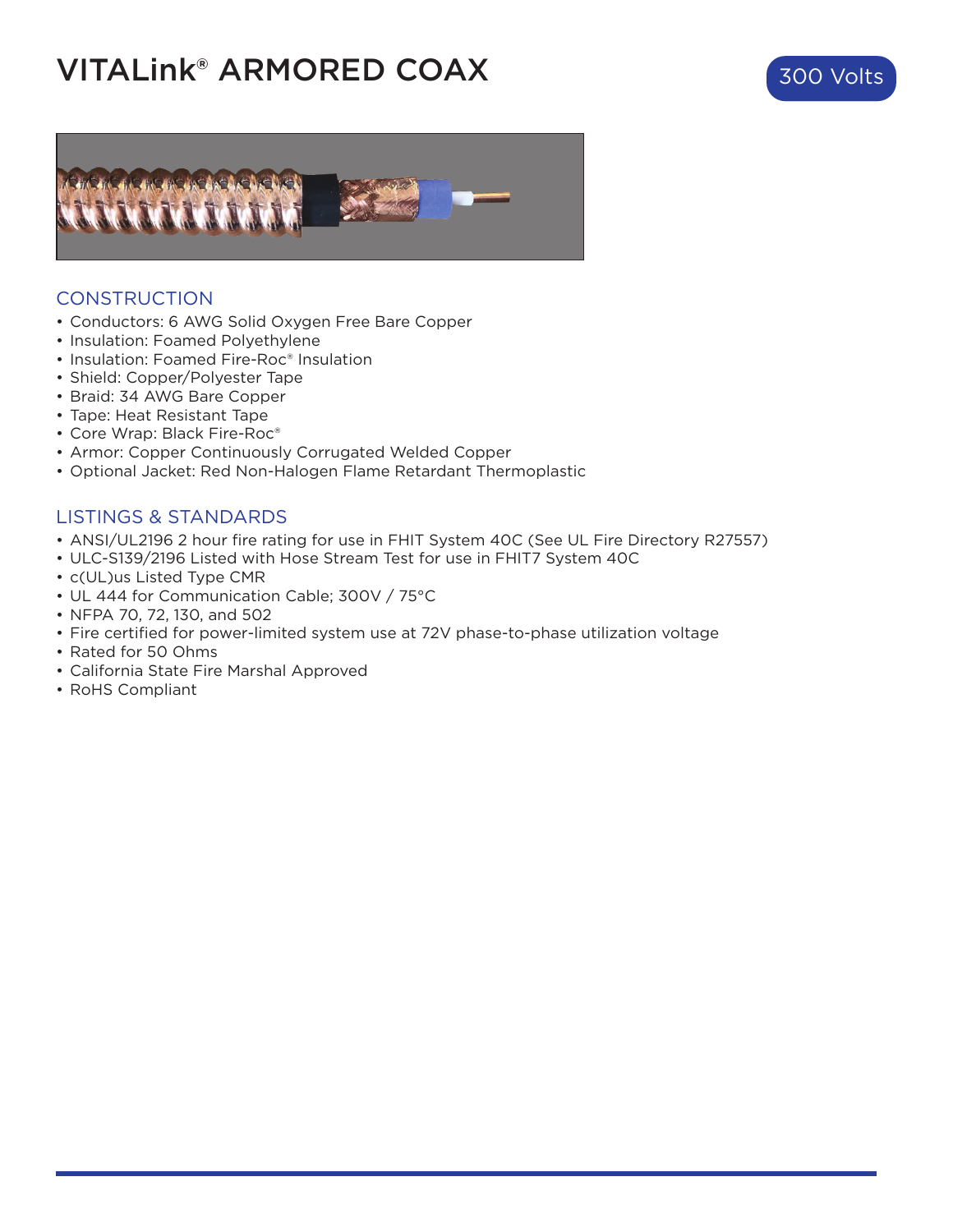# VITALink® ARMORED COAX

300 Volts

## CONSTRUCTION

- Conductors: 6 AWG Solid Oxygen Free Bare Copper
- Insulation: Foamed Polyethylene
- Insulation: Foamed Fire-Roc® Insulation
- Shield: Copper/Polyester Tape
- Braid: 34 AWG Bare Copper
- Tape: Heat Resistant Tape
- Core Wrap: Black Fire-Roc®
- Armor: Copper Continuously Corrugated Welded Copper
- Optional Jacket: Red Non-Halogen Flame Retardant Thermoplastic

## LISTINGS & STANDARDS

- ANSI/UL2196 2 hour fire rating for use in FHIT System 40C (See UL Fire Directory R27557)
- ULC-S139/2196 Listed with Hose Stream Test for use in FHIT7 System 40C
- c(UL)us Listed Type CMR
- UL 444 for Communication Cable; 300V / 75°C
- NFPA 70, 72, 130, and 502
- Fire certified for power-limited system use at 72V phase-to-phase utilization voltage
- Rated for 50 Ohms
- California State Fire Marshal Approved
- RoHS Compliant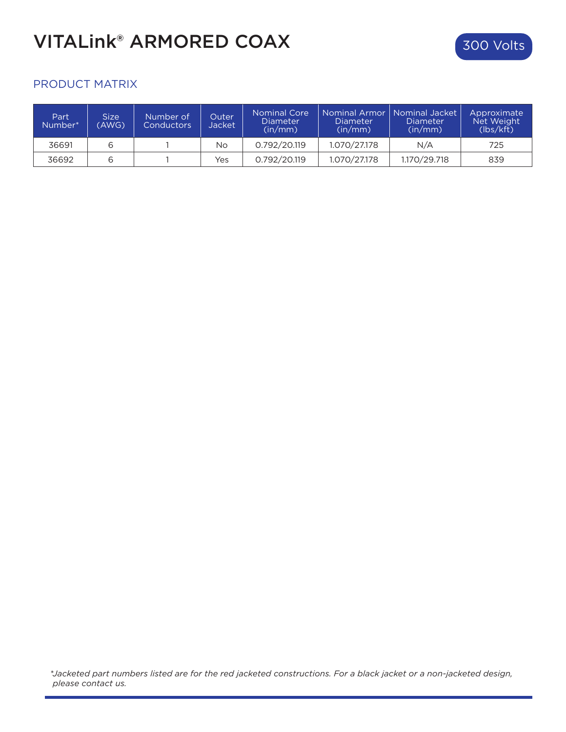# VITALink® ARMORED COAX

300 Volts

## PRODUCT MATRIX

| Part Number* | Size (AWG) | Number of Conductors | Outer Jacket | Nominal Core Diameter (in/mm) | Nominal Armor Diameter (in/mm) | Nominal Jacket Diameter (in/mm) | Approximate Net Weight (lbs/kft) |
|---|---|---|---|---|---|---|---|
| 36691 | 6 | 1 | No | 0.792/20.119 | 1.070/27.178 | N/A | 725 |
| 36692 | 6 | 1 | Yes | 0.792/20.119 | 1.070/27.178 | 1.170/29.718 | 839 |

*\*Jacketed part numbers listed are for the red jacketed constructions. For a black jacket or a non-jacketed design, please contact us.*